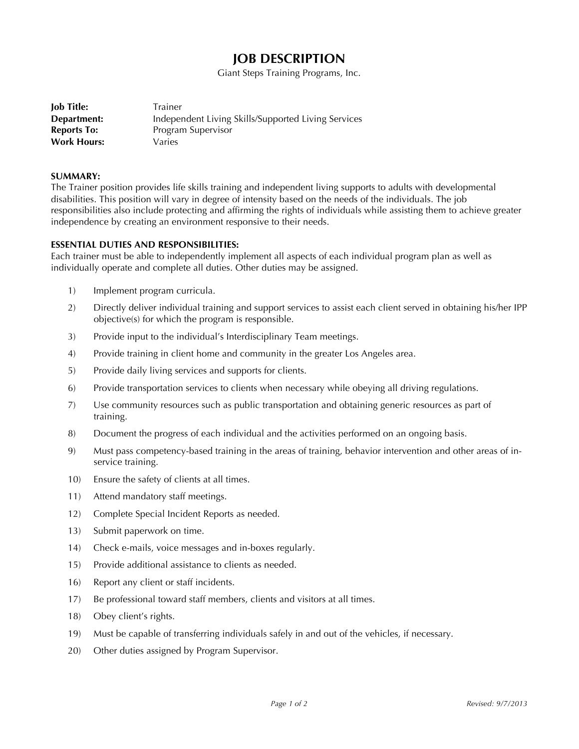# JOB DESCRIPTION

Giant Steps Training Programs, Inc.

**Job Title:** Trainer
**Department:** Independent Living Skills/Supported Living Services
**Reports To:** Program Supervisor
**Work Hours:** Varies

**SUMMARY:**
The Trainer position provides life skills training and independent living supports to adults with developmental disabilities. This position will vary in degree of intensity based on the needs of the individuals. The job responsibilities also include protecting and affirming the rights of individuals while assisting them to achieve greater independence by creating an environment responsive to their needs.

**ESSENTIAL DUTIES AND RESPONSIBILITIES:**
Each trainer must be able to independently implement all aspects of each individual program plan as well as individually operate and complete all duties. Other duties may be assigned.

1) Implement program curricula.
2) Directly deliver individual training and support services to assist each client served in obtaining his/her IPP objective(s) for which the program is responsible.
3) Provide input to the individual's Interdisciplinary Team meetings.
4) Provide training in client home and community in the greater Los Angeles area.
5) Provide daily living services and supports for clients.
6) Provide transportation services to clients when necessary while obeying all driving regulations.
7) Use community resources such as public transportation and obtaining generic resources as part of training.
8) Document the progress of each individual and the activities performed on an ongoing basis.
9) Must pass competency-based training in the areas of training, behavior intervention and other areas of in-service training.
10) Ensure the safety of clients at all times.
11) Attend mandatory staff meetings.
12) Complete Special Incident Reports as needed.
13) Submit paperwork on time.
14) Check e-mails, voice messages and in-boxes regularly.
15) Provide additional assistance to clients as needed.
16) Report any client or staff incidents.
17) Be professional toward staff members, clients and visitors at all times.
18) Obey client's rights.
19) Must be capable of transferring individuals safely in and out of the vehicles, if necessary.
20) Other duties assigned by Program Supervisor.

*Revised: 9/7/2013*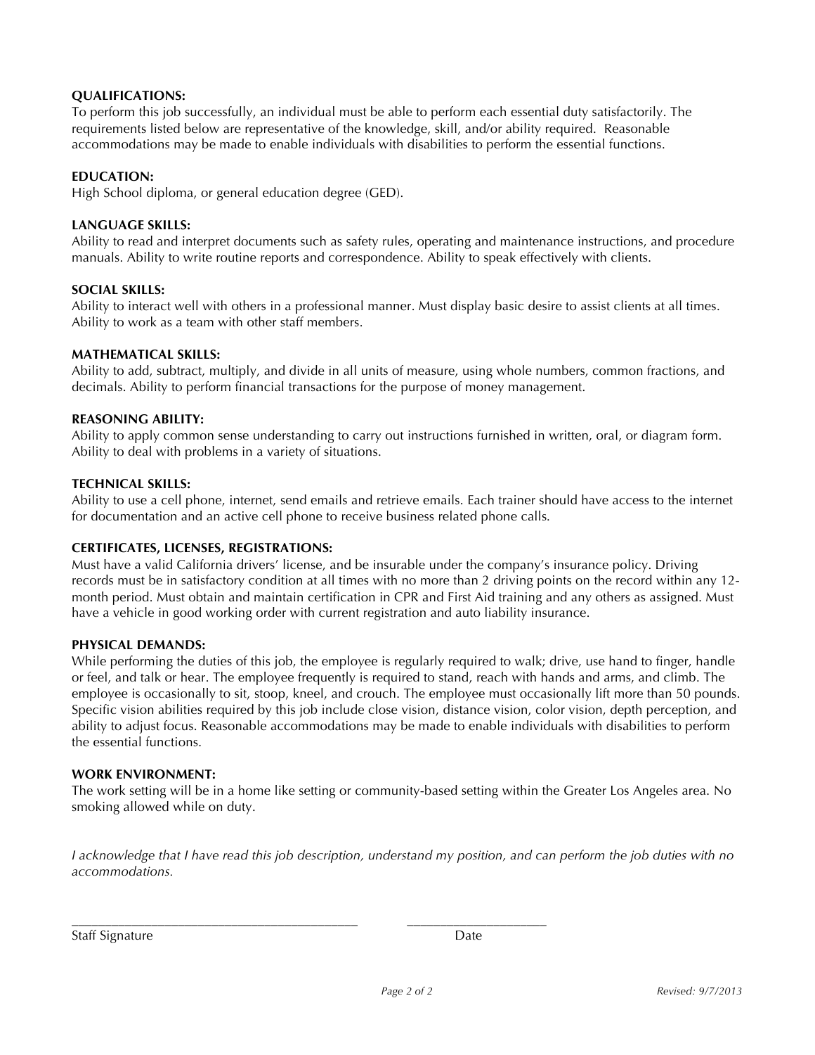**QUALIFICATIONS:**
To perform this job successfully, an individual must be able to perform each essential duty satisfactorily. The requirements listed below are representative of the knowledge, skill, and/or ability required. Reasonable accommodations may be made to enable individuals with disabilities to perform the essential functions.

**EDUCATION:**
High School diploma, or general education degree (GED).

**LANGUAGE SKILLS:**
Ability to read and interpret documents such as safety rules, operating and maintenance instructions, and procedure manuals. Ability to write routine reports and correspondence. Ability to speak effectively with clients.

**SOCIAL SKILLS:**
Ability to interact well with others in a professional manner. Must display basic desire to assist clients at all times. Ability to work as a team with other staff members.

**MATHEMATICAL SKILLS:**
Ability to add, subtract, multiply, and divide in all units of measure, using whole numbers, common fractions, and decimals. Ability to perform financial transactions for the purpose of money management.

**REASONING ABILITY:**
Ability to apply common sense understanding to carry out instructions furnished in written, oral, or diagram form. Ability to deal with problems in a variety of situations.

**TECHNICAL SKILLS:**
Ability to use a cell phone, internet, send emails and retrieve emails. Each trainer should have access to the internet for documentation and an active cell phone to receive business related phone calls.

**CERTIFICATES, LICENSES, REGISTRATIONS:**
Must have a valid California drivers' license, and be insurable under the company's insurance policy. Driving records must be in satisfactory condition at all times with no more than 2 driving points on the record within any 12-month period. Must obtain and maintain certification in CPR and First Aid training and any others as assigned. Must have a vehicle in good working order with current registration and auto liability insurance.

**PHYSICAL DEMANDS:**
While performing the duties of this job, the employee is regularly required to walk; drive, use hand to finger, handle or feel, and talk or hear. The employee frequently is required to stand, reach with hands and arms, and climb. The employee is occasionally to sit, stoop, kneel, and crouch. The employee must occasionally lift more than 50 pounds. Specific vision abilities required by this job include close vision, distance vision, color vision, depth perception, and ability to adjust focus. Reasonable accommodations may be made to enable individuals with disabilities to perform the essential functions.

**WORK ENVIRONMENT:**
The work setting will be in a home like setting or community-based setting within the Greater Los Angeles area. No smoking allowed while on duty.

*I acknowledge that I have read this job description, understand my position, and can perform the job duties with no accommodations.*

\_\_\_\_\_\_\_\_\_\_\_\_\_\_\_\_\_\_\_\_\_\_\_\_\_\_\_\_\_\_\_\_\_\_\_\_\_\_\_\_ \_\_\_\_\_\_\_\_\_\_\_\_\_\_\_\_\_\_\_\_

Staff Signature Date

*Revised: 9/7/2013*